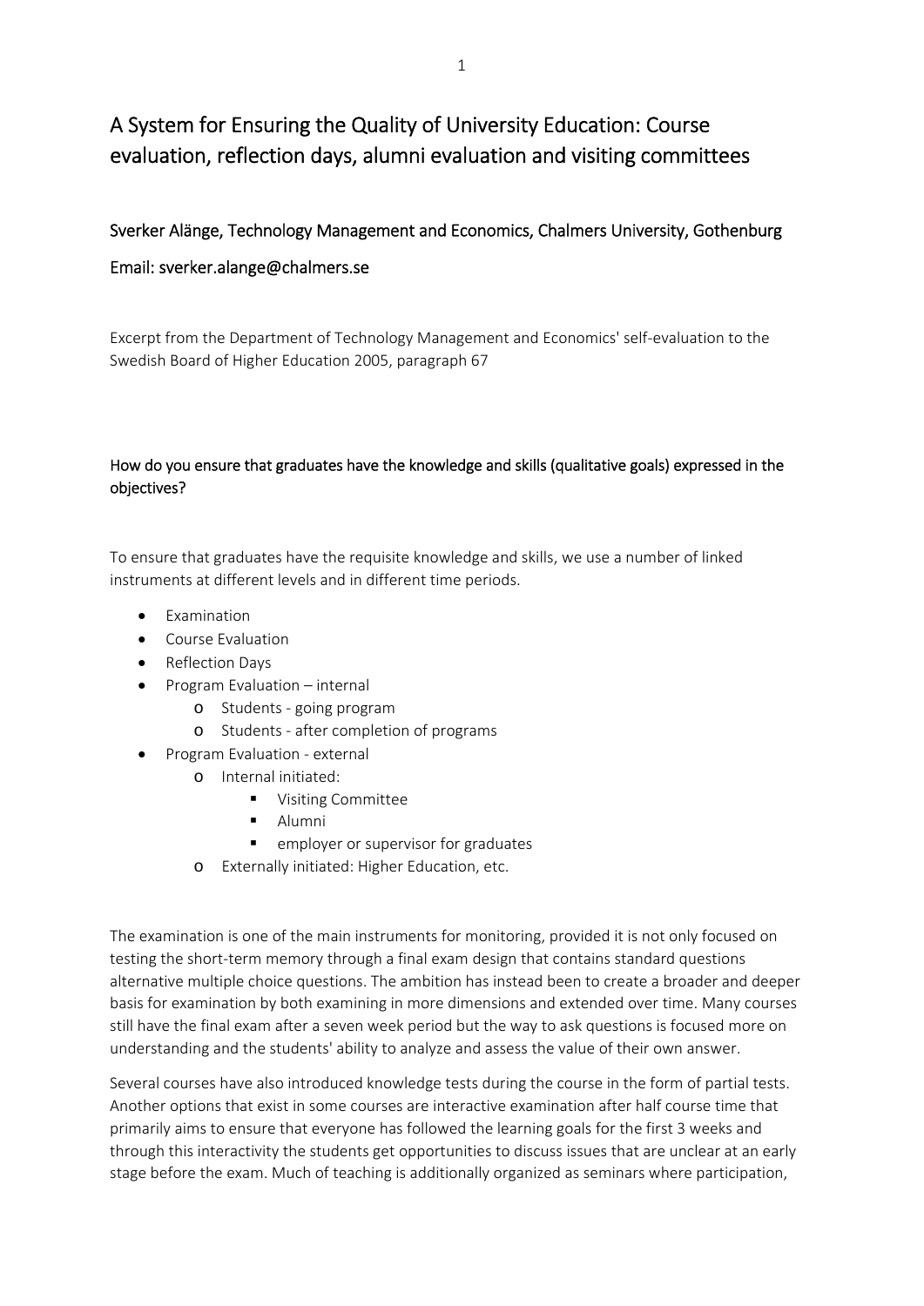# A System for Ensuring the Quality of University Education: Course evaluation, reflection days, alumni evaluation and visiting committees

Sverker Alänge, Technology Management and Economics, Chalmers University, Gothenburg

Email: sverker.alange@chalmers.se

Excerpt from the Department of Technology Management and Economics' self-evaluation to the Swedish Board of Higher Education 2005, paragraph 67

## How do you ensure that graduates have the knowledge and skills (qualitative goals) expressed in the objectives?

To ensure that graduates have the requisite knowledge and skills, we use a number of linked instruments at different levels and in different time periods.

- Examination
- Course Evaluation
- Reflection Days
- Program Evaluation – internal
  - Students - going program
  - Students - after completion of programs
- Program Evaluation - external
  - Internal initiated:
    - Visiting Committee
    - Alumni
    - employer or supervisor for graduates
  - Externally initiated: Higher Education, etc.

The examination is one of the main instruments for monitoring, provided it is not only focused on testing the short-term memory through a final exam design that contains standard questions alternative multiple choice questions. The ambition has instead been to create a broader and deeper basis for examination by both examining in more dimensions and extended over time. Many courses still have the final exam after a seven week period but the way to ask questions is focused more on understanding and the students' ability to analyze and assess the value of their own answer.

Several courses have also introduced knowledge tests during the course in the form of partial tests. Another options that exist in some courses are interactive examination after half course time that primarily aims to ensure that everyone has followed the learning goals for the first 3 weeks and through this interactivity the students get opportunities to discuss issues that are unclear at an early stage before the exam. Much of teaching is additionally organized as seminars where participation,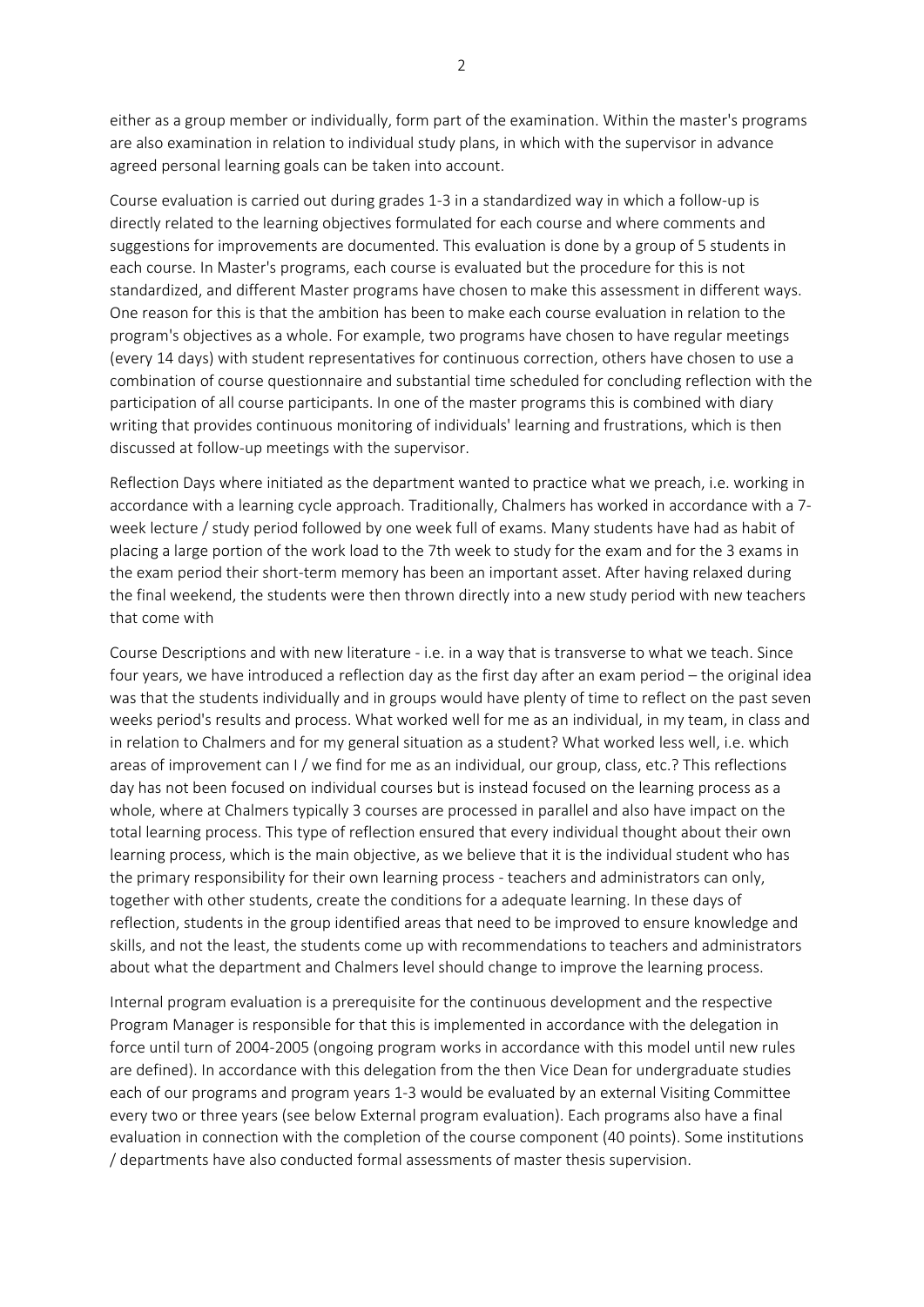either as a group member or individually, form part of the examination. Within the master's programs are also examination in relation to individual study plans, in which with the supervisor in advance agreed personal learning goals can be taken into account.

Course evaluation is carried out during grades 1-3 in a standardized way in which a follow-up is directly related to the learning objectives formulated for each course and where comments and suggestions for improvements are documented. This evaluation is done by a group of 5 students in each course. In Master's programs, each course is evaluated but the procedure for this is not standardized, and different Master programs have chosen to make this assessment in different ways. One reason for this is that the ambition has been to make each course evaluation in relation to the program's objectives as a whole. For example, two programs have chosen to have regular meetings (every 14 days) with student representatives for continuous correction, others have chosen to use a combination of course questionnaire and substantial time scheduled for concluding reflection with the participation of all course participants. In one of the master programs this is combined with diary writing that provides continuous monitoring of individuals' learning and frustrations, which is then discussed at follow-up meetings with the supervisor.

Reflection Days where initiated as the department wanted to practice what we preach, i.e. working in accordance with a learning cycle approach. Traditionally, Chalmers has worked in accordance with a 7-week lecture / study period followed by one week full of exams. Many students have had as habit of placing a large portion of the work load to the 7th week to study for the exam and for the 3 exams in the exam period their short-term memory has been an important asset. After having relaxed during the final weekend, the students were then thrown directly into a new study period with new teachers that come with

Course Descriptions and with new literature - i.e. in a way that is transverse to what we teach. Since four years, we have introduced a reflection day as the first day after an exam period – the original idea was that the students individually and in groups would have plenty of time to reflect on the past seven weeks period's results and process. What worked well for me as an individual, in my team, in class and in relation to Chalmers and for my general situation as a student? What worked less well, i.e. which areas of improvement can I / we find for me as an individual, our group, class, etc.? This reflections day has not been focused on individual courses but is instead focused on the learning process as a whole, where at Chalmers typically 3 courses are processed in parallel and also have impact on the total learning process. This type of reflection ensured that every individual thought about their own learning process, which is the main objective, as we believe that it is the individual student who has the primary responsibility for their own learning process - teachers and administrators can only, together with other students, create the conditions for a adequate learning. In these days of reflection, students in the group identified areas that need to be improved to ensure knowledge and skills, and not the least, the students come up with recommendations to teachers and administrators about what the department and Chalmers level should change to improve the learning process.

Internal program evaluation is a prerequisite for the continuous development and the respective Program Manager is responsible for that this is implemented in accordance with the delegation in force until turn of 2004-2005 (ongoing program works in accordance with this model until new rules are defined). In accordance with this delegation from the then Vice Dean for undergraduate studies each of our programs and program years 1-3 would be evaluated by an external Visiting Committee every two or three years (see below External program evaluation). Each programs also have a final evaluation in connection with the completion of the course component (40 points). Some institutions / departments have also conducted formal assessments of master thesis supervision.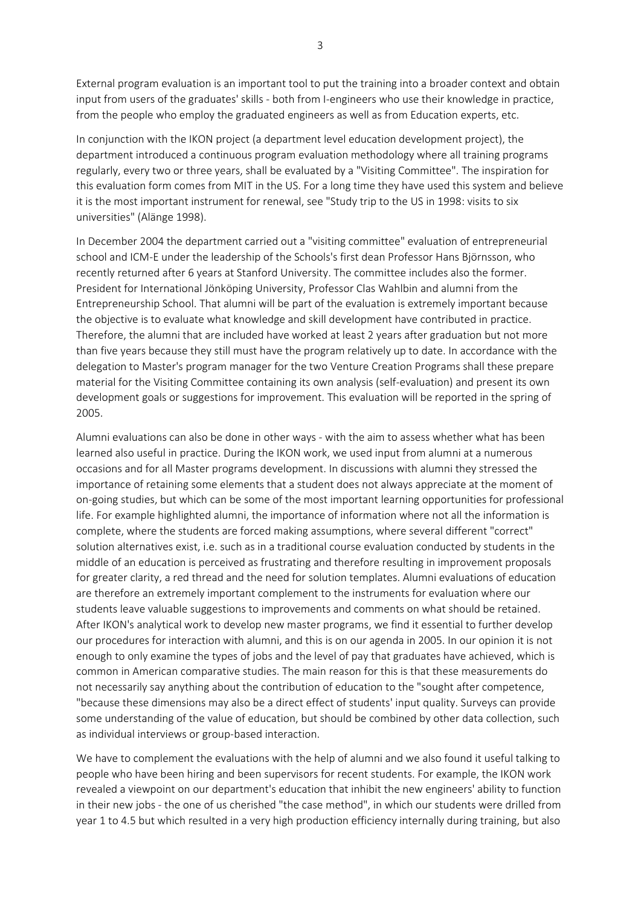External program evaluation is an important tool to put the training into a broader context and obtain input from users of the graduates' skills - both from I-engineers who use their knowledge in practice, from the people who employ the graduated engineers as well as from Education experts, etc.

In conjunction with the IKON project (a department level education development project), the department introduced a continuous program evaluation methodology where all training programs regularly, every two or three years, shall be evaluated by a "Visiting Committee". The inspiration for this evaluation form comes from MIT in the US. For a long time they have used this system and believe it is the most important instrument for renewal, see "Study trip to the US in 1998: visits to six universities" (Alänge 1998).

In December 2004 the department carried out a "visiting committee" evaluation of entrepreneurial school and ICM-E under the leadership of the Schools's first dean Professor Hans Björnsson, who recently returned after 6 years at Stanford University. The committee includes also the former. President for International Jönköping University, Professor Clas Wahlbin and alumni from the Entrepreneurship School. That alumni will be part of the evaluation is extremely important because the objective is to evaluate what knowledge and skill development have contributed in practice. Therefore, the alumni that are included have worked at least 2 years after graduation but not more than five years because they still must have the program relatively up to date. In accordance with the delegation to Master's program manager for the two Venture Creation Programs shall these prepare material for the Visiting Committee containing its own analysis (self-evaluation) and present its own development goals or suggestions for improvement. This evaluation will be reported in the spring of 2005.

Alumni evaluations can also be done in other ways - with the aim to assess whether what has been learned also useful in practice. During the IKON work, we used input from alumni at a numerous occasions and for all Master programs development. In discussions with alumni they stressed the importance of retaining some elements that a student does not always appreciate at the moment of on-going studies, but which can be some of the most important learning opportunities for professional life. For example highlighted alumni, the importance of information where not all the information is complete, where the students are forced making assumptions, where several different "correct" solution alternatives exist, i.e. such as in a traditional course evaluation conducted by students in the middle of an education is perceived as frustrating and therefore resulting in improvement proposals for greater clarity, a red thread and the need for solution templates. Alumni evaluations of education are therefore an extremely important complement to the instruments for evaluation where our students leave valuable suggestions to improvements and comments on what should be retained. After IKON's analytical work to develop new master programs, we find it essential to further develop our procedures for interaction with alumni, and this is on our agenda in 2005. In our opinion it is not enough to only examine the types of jobs and the level of pay that graduates have achieved, which is common in American comparative studies. The main reason for this is that these measurements do not necessarily say anything about the contribution of education to the "sought after competence, "because these dimensions may also be a direct effect of students' input quality. Surveys can provide some understanding of the value of education, but should be combined by other data collection, such as individual interviews or group-based interaction.

We have to complement the evaluations with the help of alumni and we also found it useful talking to people who have been hiring and been supervisors for recent students. For example, the IKON work revealed a viewpoint on our department's education that inhibit the new engineers' ability to function in their new jobs - the one of us cherished "the case method", in which our students were drilled from year 1 to 4.5 but which resulted in a very high production efficiency internally during training, but also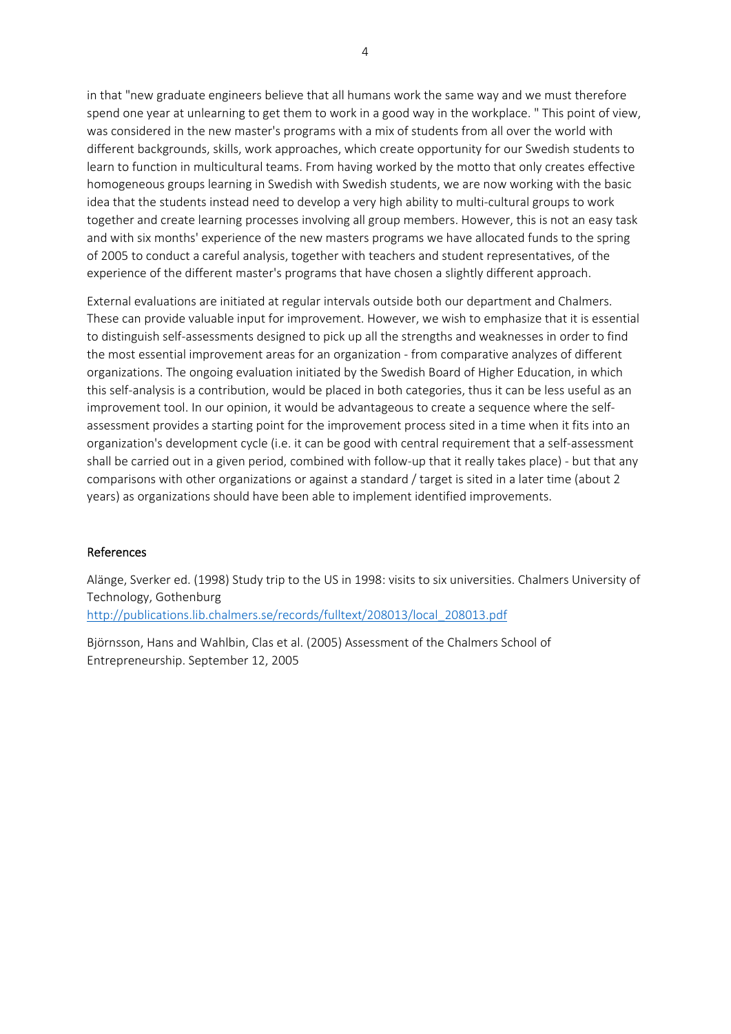in that "new graduate engineers believe that all humans work the same way and we must therefore spend one year at unlearning to get them to work in a good way in the workplace. " This point of view, was considered in the new master's programs with a mix of students from all over the world with different backgrounds, skills, work approaches, which create opportunity for our Swedish students to learn to function in multicultural teams. From having worked by the motto that only creates effective homogeneous groups learning in Swedish with Swedish students, we are now working with the basic idea that the students instead need to develop a very high ability to multi-cultural groups to work together and create learning processes involving all group members. However, this is not an easy task and with six months' experience of the new masters programs we have allocated funds to the spring of 2005 to conduct a careful analysis, together with teachers and student representatives, of the experience of the different master's programs that have chosen a slightly different approach.

External evaluations are initiated at regular intervals outside both our department and Chalmers. These can provide valuable input for improvement. However, we wish to emphasize that it is essential to distinguish self-assessments designed to pick up all the strengths and weaknesses in order to find the most essential improvement areas for an organization - from comparative analyzes of different organizations. The ongoing evaluation initiated by the Swedish Board of Higher Education, in which this self-analysis is a contribution, would be placed in both categories, thus it can be less useful as an improvement tool. In our opinion, it would be advantageous to create a sequence where the self-assessment provides a starting point for the improvement process sited in a time when it fits into an organization's development cycle (i.e. it can be good with central requirement that a self-assessment shall be carried out in a given period, combined with follow-up that it really takes place) - but that any comparisons with other organizations or against a standard / target is sited in a later time (about 2 years) as organizations should have been able to implement identified improvements.

## References

Alänge, Sverker ed. (1998) Study trip to the US in 1998: visits to six universities. Chalmers University of Technology, Gothenburg
http://publications.lib.chalmers.se/records/fulltext/208013/local_208013.pdf

Björnsson, Hans and Wahlbin, Clas et al. (2005) Assessment of the Chalmers School of Entrepreneurship. September 12, 2005